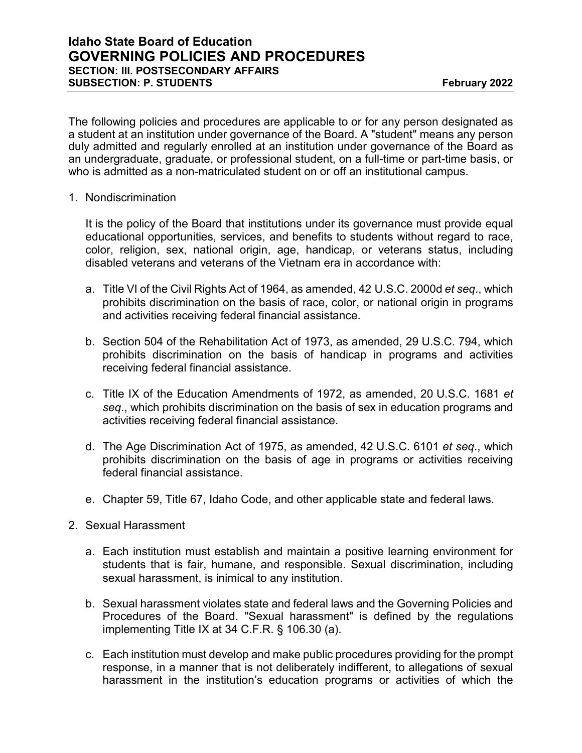# Idaho State Board of Education
# GOVERNING POLICIES AND PROCEDURES
### SECTION: III. POSTSECONDARY AFFAIRS
### SUBSECTION: P. STUDENTS — February 2022

The following policies and procedures are applicable to or for any person designated as a student at an institution under governance of the Board. A "student" means any person duly admitted and regularly enrolled at an institution under governance of the Board as an undergraduate, graduate, or professional student, on a full-time or part-time basis, or who is admitted as a non-matriculated student on or off an institutional campus.

1. Nondiscrimination

   It is the policy of the Board that institutions under its governance must provide equal educational opportunities, services, and benefits to students without regard to race, color, religion, sex, national origin, age, handicap, or veterans status, including disabled veterans and veterans of the Vietnam era in accordance with:

   a. Title VI of the Civil Rights Act of 1964, as amended, 42 U.S.C. 2000d *et seq*., which prohibits discrimination on the basis of race, color, or national origin in programs and activities receiving federal financial assistance.

   b. Section 504 of the Rehabilitation Act of 1973, as amended, 29 U.S.C. 794, which prohibits discrimination on the basis of handicap in programs and activities receiving federal financial assistance.

   c. Title IX of the Education Amendments of 1972, as amended, 20 U.S.C. 1681 *et seq*., which prohibits discrimination on the basis of sex in education programs and activities receiving federal financial assistance.

   d. The Age Discrimination Act of 1975, as amended, 42 U.S.C. 6101 *et seq*., which prohibits discrimination on the basis of age in programs or activities receiving federal financial assistance.

   e. Chapter 59, Title 67, Idaho Code, and other applicable state and federal laws.

2. Sexual Harassment

   a. Each institution must establish and maintain a positive learning environment for students that is fair, humane, and responsible. Sexual discrimination, including sexual harassment, is inimical to any institution.

   b. Sexual harassment violates state and federal laws and the Governing Policies and Procedures of the Board. "Sexual harassment" is defined by the regulations implementing Title IX at 34 C.F.R. § 106.30 (a).

   c. Each institution must develop and make public procedures providing for the prompt response, in a manner that is not deliberately indifferent, to allegations of sexual harassment in the institution's education programs or activities of which the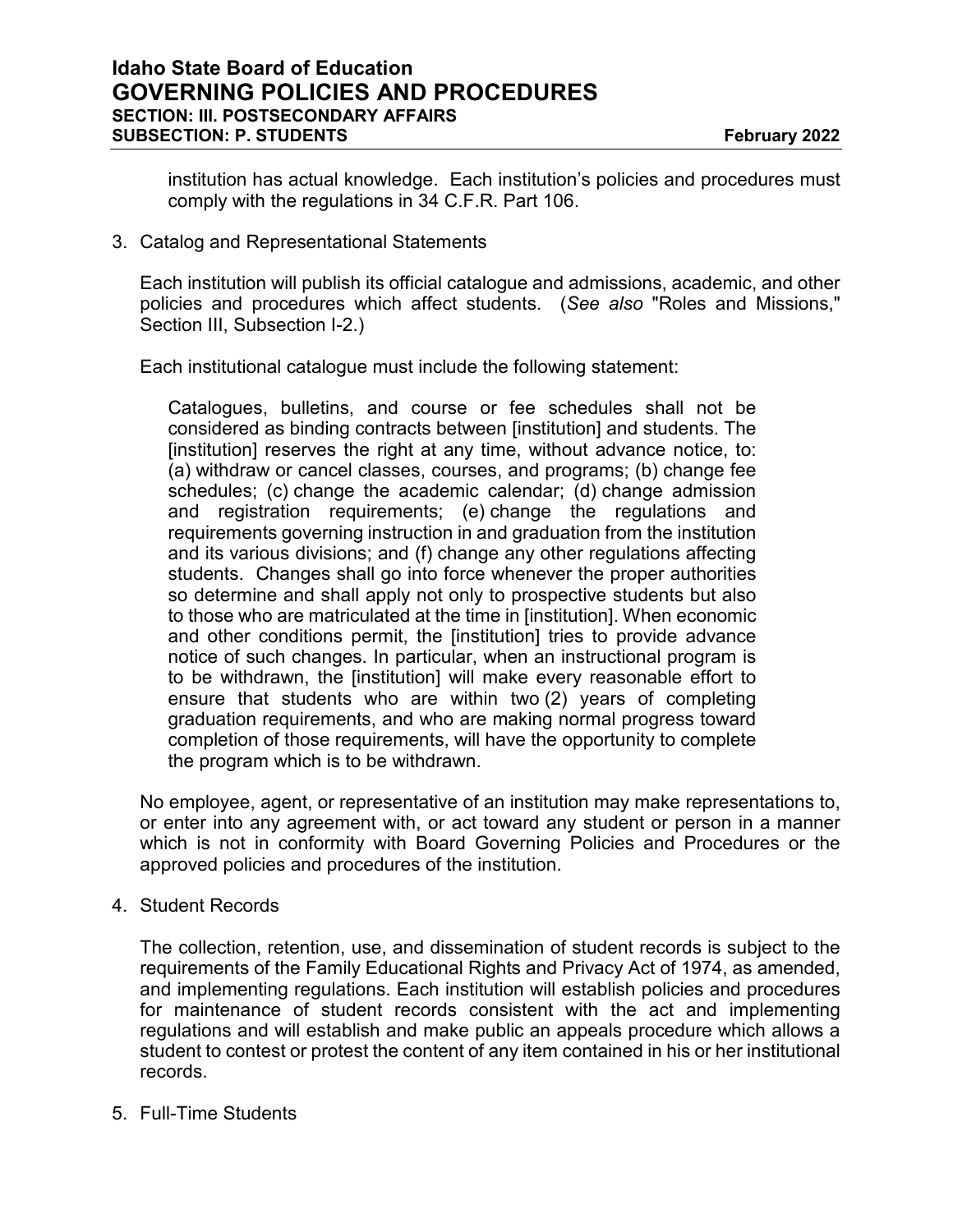institution has actual knowledge. Each institution's policies and procedures must comply with the regulations in 34 C.F.R. Part 106.

3. Catalog and Representational Statements

   Each institution will publish its official catalogue and admissions, academic, and other policies and procedures which affect students. (*See also* "Roles and Missions," Section III, Subsection I-2.)

   Each institutional catalogue must include the following statement:

   > Catalogues, bulletins, and course or fee schedules shall not be considered as binding contracts between [institution] and students. The [institution] reserves the right at any time, without advance notice, to: (a) withdraw or cancel classes, courses, and programs; (b) change fee schedules; (c) change the academic calendar; (d) change admission and registration requirements; (e) change the regulations and requirements governing instruction in and graduation from the institution and its various divisions; and (f) change any other regulations affecting students. Changes shall go into force whenever the proper authorities so determine and shall apply not only to prospective students but also to those who are matriculated at the time in [institution]. When economic and other conditions permit, the [institution] tries to provide advance notice of such changes. In particular, when an instructional program is to be withdrawn, the [institution] will make every reasonable effort to ensure that students who are within two (2) years of completing graduation requirements, and who are making normal progress toward completion of those requirements, will have the opportunity to complete the program which is to be withdrawn.

   No employee, agent, or representative of an institution may make representations to, or enter into any agreement with, or act toward any student or person in a manner which is not in conformity with Board Governing Policies and Procedures or the approved policies and procedures of the institution.

4. Student Records

   The collection, retention, use, and dissemination of student records is subject to the requirements of the Family Educational Rights and Privacy Act of 1974, as amended, and implementing regulations. Each institution will establish policies and procedures for maintenance of student records consistent with the act and implementing regulations and will establish and make public an appeals procedure which allows a student to contest or protest the content of any item contained in his or her institutional records.

5. Full-Time Students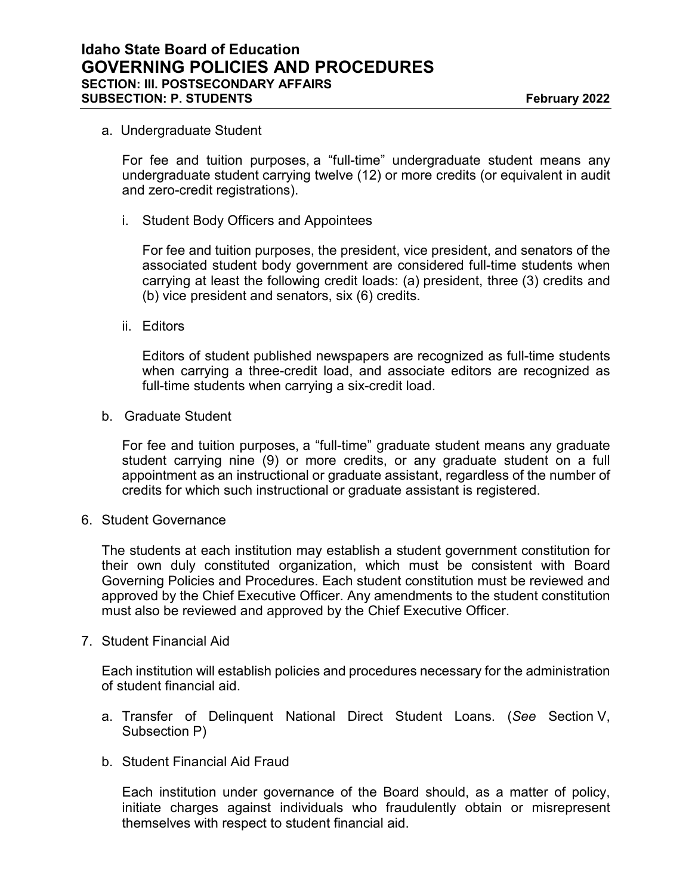a. Undergraduate Student

For fee and tuition purposes, a "full-time" undergraduate student means any undergraduate student carrying twelve (12) or more credits (or equivalent in audit and zero-credit registrations).

i. Student Body Officers and Appointees

For fee and tuition purposes, the president, vice president, and senators of the associated student body government are considered full-time students when carrying at least the following credit loads: (a) president, three (3) credits and (b) vice president and senators, six (6) credits.

ii. Editors

Editors of student published newspapers are recognized as full-time students when carrying a three-credit load, and associate editors are recognized as full-time students when carrying a six-credit load.

b. Graduate Student

For fee and tuition purposes, a "full-time" graduate student means any graduate student carrying nine (9) or more credits, or any graduate student on a full appointment as an instructional or graduate assistant, regardless of the number of credits for which such instructional or graduate assistant is registered.

6. Student Governance

The students at each institution may establish a student government constitution for their own duly constituted organization, which must be consistent with Board Governing Policies and Procedures. Each student constitution must be reviewed and approved by the Chief Executive Officer. Any amendments to the student constitution must also be reviewed and approved by the Chief Executive Officer.

7. Student Financial Aid

Each institution will establish policies and procedures necessary for the administration of student financial aid.

a. Transfer of Delinquent National Direct Student Loans. (*See* Section V, Subsection P)

b. Student Financial Aid Fraud

Each institution under governance of the Board should, as a matter of policy, initiate charges against individuals who fraudulently obtain or misrepresent themselves with respect to student financial aid.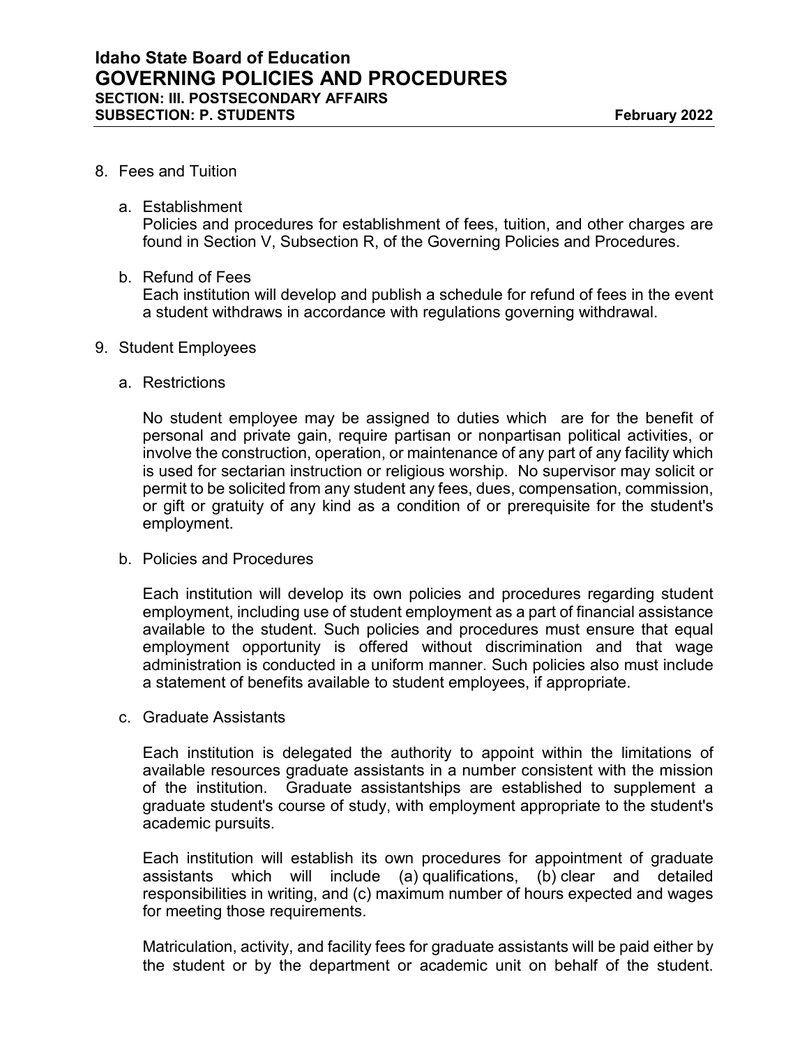8. Fees and Tuition

   a. Establishment
      Policies and procedures for establishment of fees, tuition, and other charges are found in Section V, Subsection R, of the Governing Policies and Procedures.

   b. Refund of Fees
      Each institution will develop and publish a schedule for refund of fees in the event a student withdraws in accordance with regulations governing withdrawal.

9. Student Employees

   a. Restrictions

      No student employee may be assigned to duties which are for the benefit of personal and private gain, require partisan or nonpartisan political activities, or involve the construction, operation, or maintenance of any part of any facility which is used for sectarian instruction or religious worship. No supervisor may solicit or permit to be solicited from any student any fees, dues, compensation, commission, or gift or gratuity of any kind as a condition of or prerequisite for the student's employment.

   b. Policies and Procedures

      Each institution will develop its own policies and procedures regarding student employment, including use of student employment as a part of financial assistance available to the student. Such policies and procedures must ensure that equal employment opportunity is offered without discrimination and that wage administration is conducted in a uniform manner. Such policies also must include a statement of benefits available to student employees, if appropriate.

   c. Graduate Assistants

      Each institution is delegated the authority to appoint within the limitations of available resources graduate assistants in a number consistent with the mission of the institution. Graduate assistantships are established to supplement a graduate student's course of study, with employment appropriate to the student's academic pursuits.

      Each institution will establish its own procedures for appointment of graduate assistants which will include (a) qualifications, (b) clear and detailed responsibilities in writing, and (c) maximum number of hours expected and wages for meeting those requirements.

      Matriculation, activity, and facility fees for graduate assistants will be paid either by the student or by the department or academic unit on behalf of the student.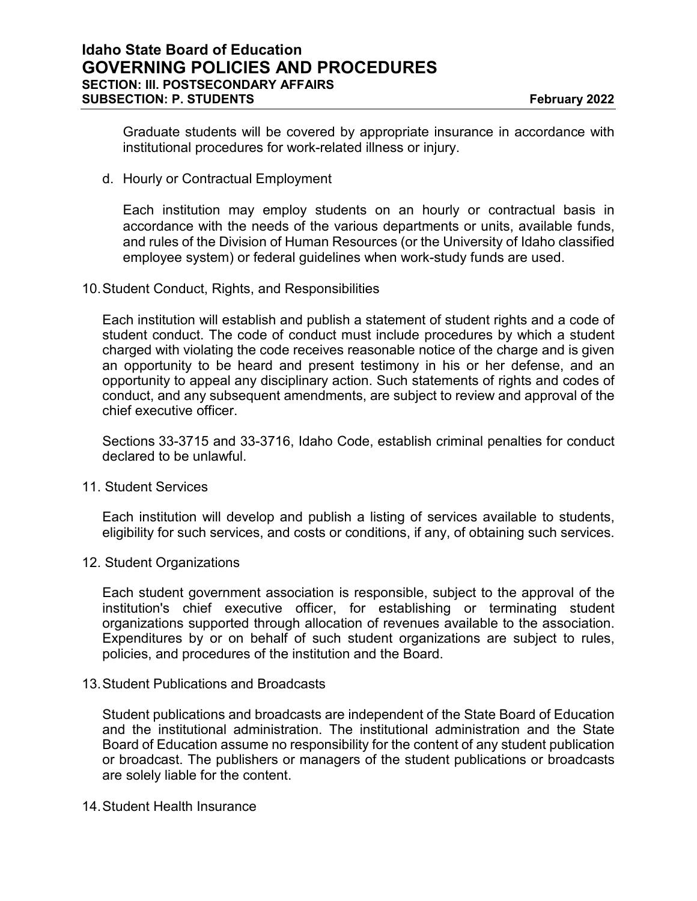Graduate students will be covered by appropriate insurance in accordance with institutional procedures for work-related illness or injury.

d. Hourly or Contractual Employment

   Each institution may employ students on an hourly or contractual basis in accordance with the needs of the various departments or units, available funds, and rules of the Division of Human Resources (or the University of Idaho classified employee system) or federal guidelines when work-study funds are used.

10. Student Conduct, Rights, and Responsibilities

    Each institution will establish and publish a statement of student rights and a code of student conduct. The code of conduct must include procedures by which a student charged with violating the code receives reasonable notice of the charge and is given an opportunity to be heard and present testimony in his or her defense, and an opportunity to appeal any disciplinary action. Such statements of rights and codes of conduct, and any subsequent amendments, are subject to review and approval of the chief executive officer.

    Sections 33-3715 and 33-3716, Idaho Code, establish criminal penalties for conduct declared to be unlawful.

11. Student Services

    Each institution will develop and publish a listing of services available to students, eligibility for such services, and costs or conditions, if any, of obtaining such services.

12. Student Organizations

    Each student government association is responsible, subject to the approval of the institution's chief executive officer, for establishing or terminating student organizations supported through allocation of revenues available to the association. Expenditures by or on behalf of such student organizations are subject to rules, policies, and procedures of the institution and the Board.

13. Student Publications and Broadcasts

    Student publications and broadcasts are independent of the State Board of Education and the institutional administration. The institutional administration and the State Board of Education assume no responsibility for the content of any student publication or broadcast. The publishers or managers of the student publications or broadcasts are solely liable for the content.

14. Student Health Insurance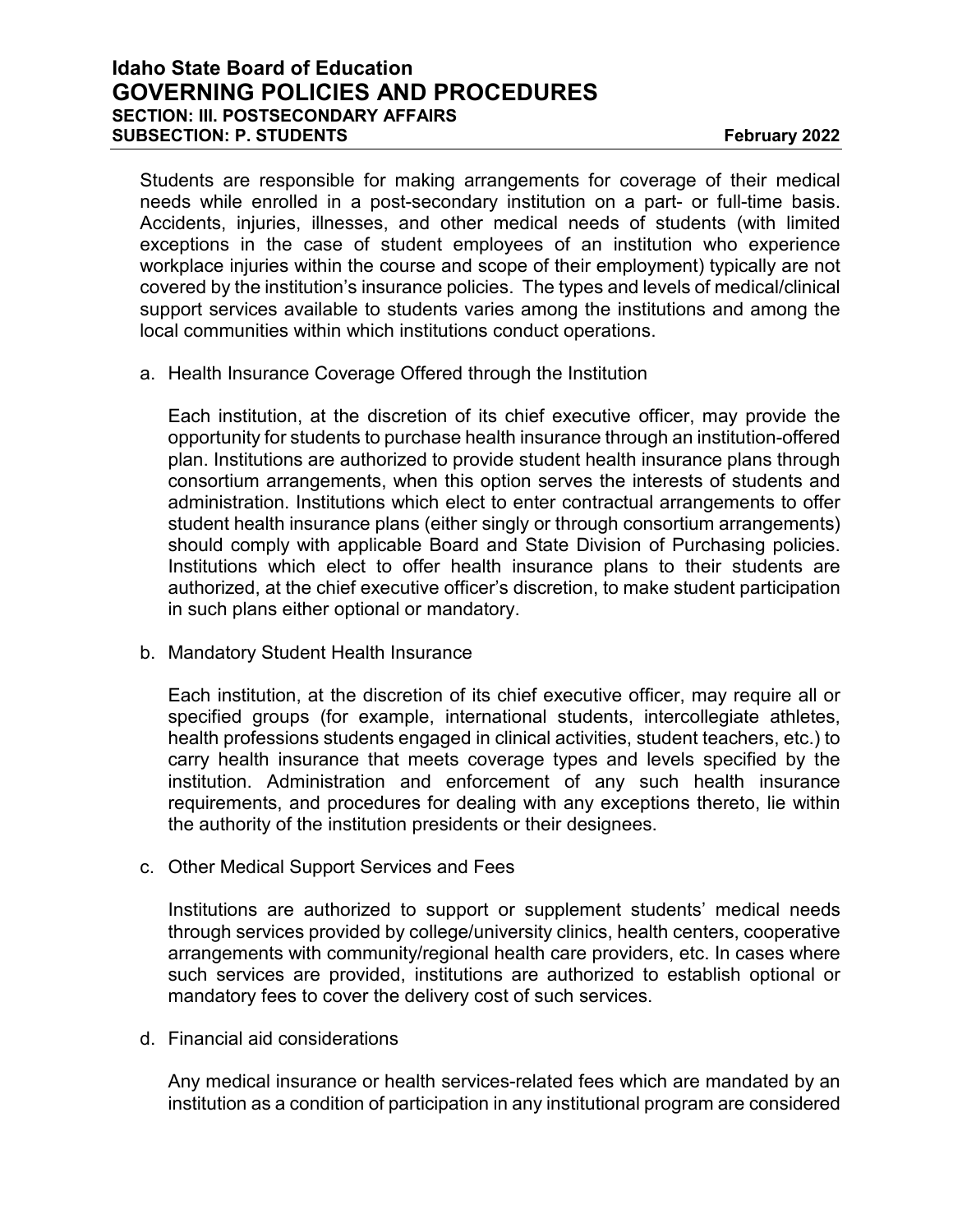Students are responsible for making arrangements for coverage of their medical needs while enrolled in a post-secondary institution on a part- or full-time basis. Accidents, injuries, illnesses, and other medical needs of students (with limited exceptions in the case of student employees of an institution who experience workplace injuries within the course and scope of their employment) typically are not covered by the institution's insurance policies. The types and levels of medical/clinical support services available to students varies among the institutions and among the local communities within which institutions conduct operations.

a. Health Insurance Coverage Offered through the Institution

   Each institution, at the discretion of its chief executive officer, may provide the opportunity for students to purchase health insurance through an institution-offered plan. Institutions are authorized to provide student health insurance plans through consortium arrangements, when this option serves the interests of students and administration. Institutions which elect to enter contractual arrangements to offer student health insurance plans (either singly or through consortium arrangements) should comply with applicable Board and State Division of Purchasing policies. Institutions which elect to offer health insurance plans to their students are authorized, at the chief executive officer's discretion, to make student participation in such plans either optional or mandatory.

b. Mandatory Student Health Insurance

   Each institution, at the discretion of its chief executive officer, may require all or specified groups (for example, international students, intercollegiate athletes, health professions students engaged in clinical activities, student teachers, etc.) to carry health insurance that meets coverage types and levels specified by the institution. Administration and enforcement of any such health insurance requirements, and procedures for dealing with any exceptions thereto, lie within the authority of the institution presidents or their designees.

c. Other Medical Support Services and Fees

   Institutions are authorized to support or supplement students' medical needs through services provided by college/university clinics, health centers, cooperative arrangements with community/regional health care providers, etc. In cases where such services are provided, institutions are authorized to establish optional or mandatory fees to cover the delivery cost of such services.

d. Financial aid considerations

   Any medical insurance or health services-related fees which are mandated by an institution as a condition of participation in any institutional program are considered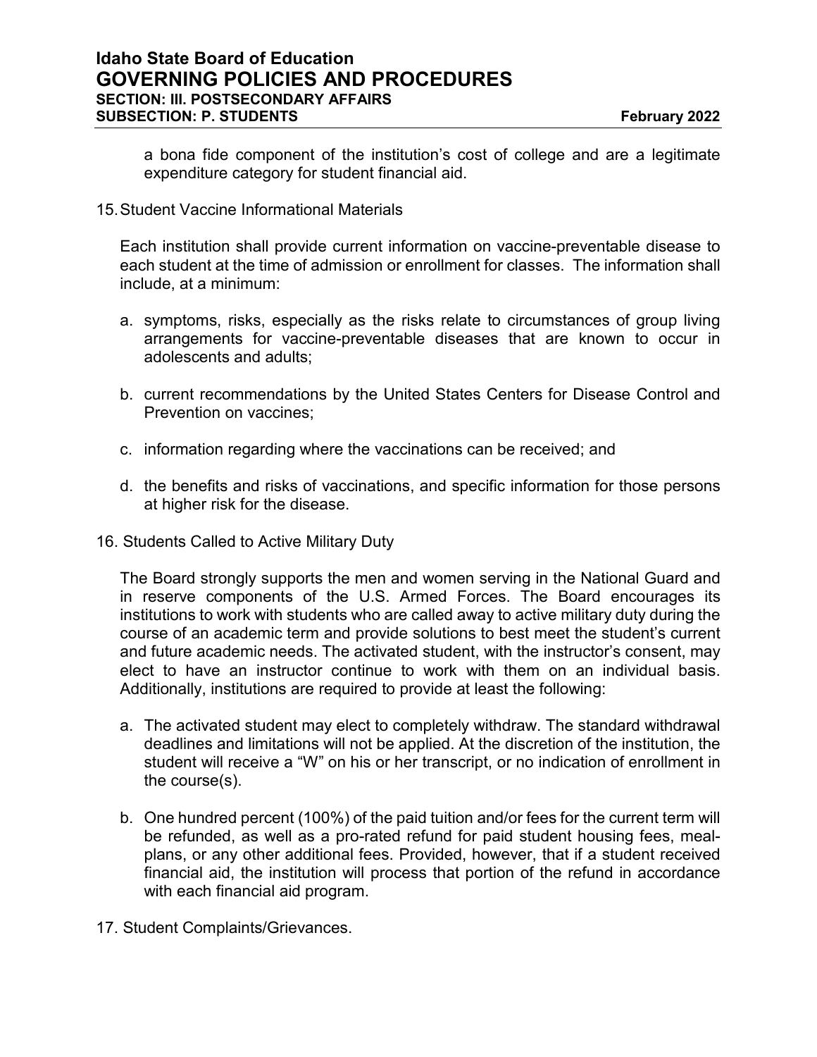a bona fide component of the institution's cost of college and are a legitimate expenditure category for student financial aid.

15. Student Vaccine Informational Materials

Each institution shall provide current information on vaccine-preventable disease to each student at the time of admission or enrollment for classes. The information shall include, at a minimum:

a. symptoms, risks, especially as the risks relate to circumstances of group living arrangements for vaccine-preventable diseases that are known to occur in adolescents and adults;

b. current recommendations by the United States Centers for Disease Control and Prevention on vaccines;

c. information regarding where the vaccinations can be received; and

d. the benefits and risks of vaccinations, and specific information for those persons at higher risk for the disease.

16. Students Called to Active Military Duty

The Board strongly supports the men and women serving in the National Guard and in reserve components of the U.S. Armed Forces. The Board encourages its institutions to work with students who are called away to active military duty during the course of an academic term and provide solutions to best meet the student's current and future academic needs. The activated student, with the instructor's consent, may elect to have an instructor continue to work with them on an individual basis. Additionally, institutions are required to provide at least the following:

a. The activated student may elect to completely withdraw. The standard withdrawal deadlines and limitations will not be applied. At the discretion of the institution, the student will receive a "W" on his or her transcript, or no indication of enrollment in the course(s).

b. One hundred percent (100%) of the paid tuition and/or fees for the current term will be refunded, as well as a pro-rated refund for paid student housing fees, meal-plans, or any other additional fees. Provided, however, that if a student received financial aid, the institution will process that portion of the refund in accordance with each financial aid program.

17. Student Complaints/Grievances.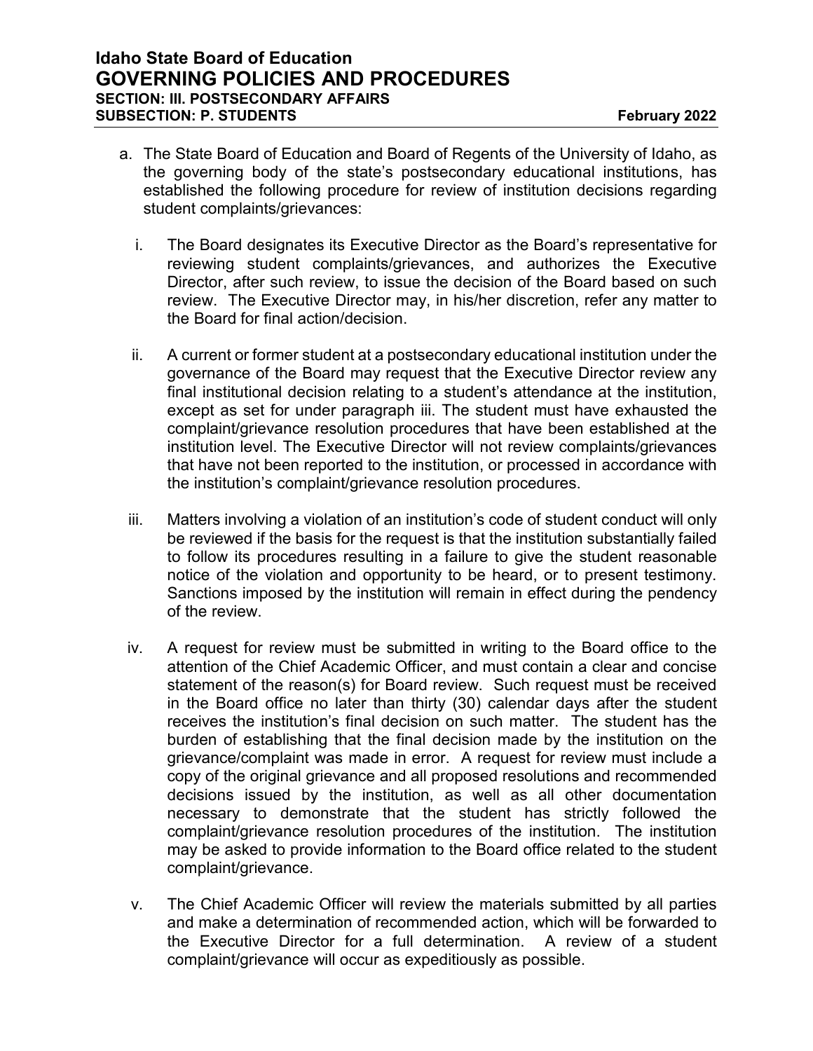a. The State Board of Education and Board of Regents of the University of Idaho, as the governing body of the state's postsecondary educational institutions, has established the following procedure for review of institution decisions regarding student complaints/grievances:

   i. The Board designates its Executive Director as the Board's representative for reviewing student complaints/grievances, and authorizes the Executive Director, after such review, to issue the decision of the Board based on such review. The Executive Director may, in his/her discretion, refer any matter to the Board for final action/decision.

   ii. A current or former student at a postsecondary educational institution under the governance of the Board may request that the Executive Director review any final institutional decision relating to a student's attendance at the institution, except as set for under paragraph iii. The student must have exhausted the complaint/grievance resolution procedures that have been established at the institution level. The Executive Director will not review complaints/grievances that have not been reported to the institution, or processed in accordance with the institution's complaint/grievance resolution procedures.

   iii. Matters involving a violation of an institution's code of student conduct will only be reviewed if the basis for the request is that the institution substantially failed to follow its procedures resulting in a failure to give the student reasonable notice of the violation and opportunity to be heard, or to present testimony. Sanctions imposed by the institution will remain in effect during the pendency of the review.

   iv. A request for review must be submitted in writing to the Board office to the attention of the Chief Academic Officer, and must contain a clear and concise statement of the reason(s) for Board review. Such request must be received in the Board office no later than thirty (30) calendar days after the student receives the institution's final decision on such matter. The student has the burden of establishing that the final decision made by the institution on the grievance/complaint was made in error. A request for review must include a copy of the original grievance and all proposed resolutions and recommended decisions issued by the institution, as well as all other documentation necessary to demonstrate that the student has strictly followed the complaint/grievance resolution procedures of the institution. The institution may be asked to provide information to the Board office related to the student complaint/grievance.

   v. The Chief Academic Officer will review the materials submitted by all parties and make a determination of recommended action, which will be forwarded to the Executive Director for a full determination. A review of a student complaint/grievance will occur as expeditiously as possible.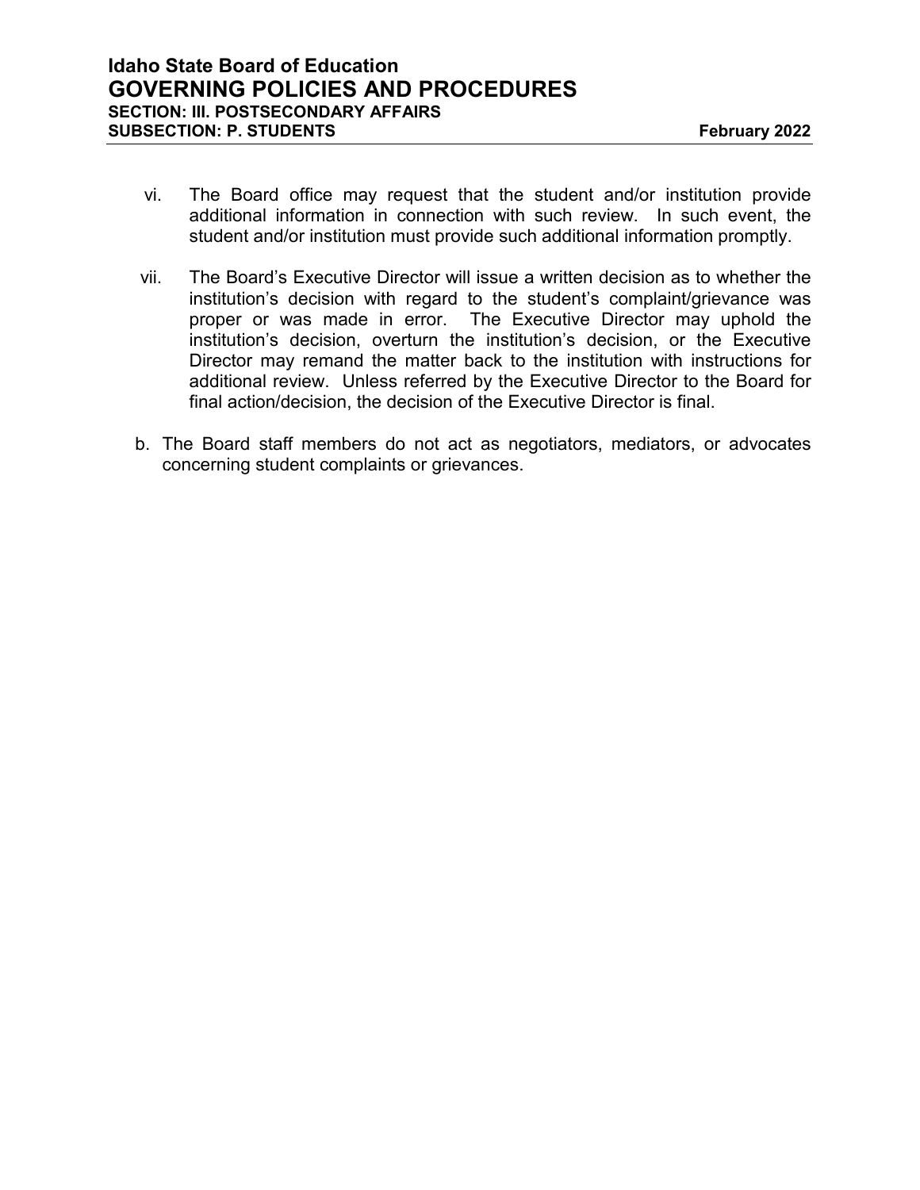vi. The Board office may request that the student and/or institution provide additional information in connection with such review. In such event, the student and/or institution must provide such additional information promptly.

vii. The Board's Executive Director will issue a written decision as to whether the institution's decision with regard to the student's complaint/grievance was proper or was made in error. The Executive Director may uphold the institution's decision, overturn the institution's decision, or the Executive Director may remand the matter back to the institution with instructions for additional review. Unless referred by the Executive Director to the Board for final action/decision, the decision of the Executive Director is final.

b. The Board staff members do not act as negotiators, mediators, or advocates concerning student complaints or grievances.